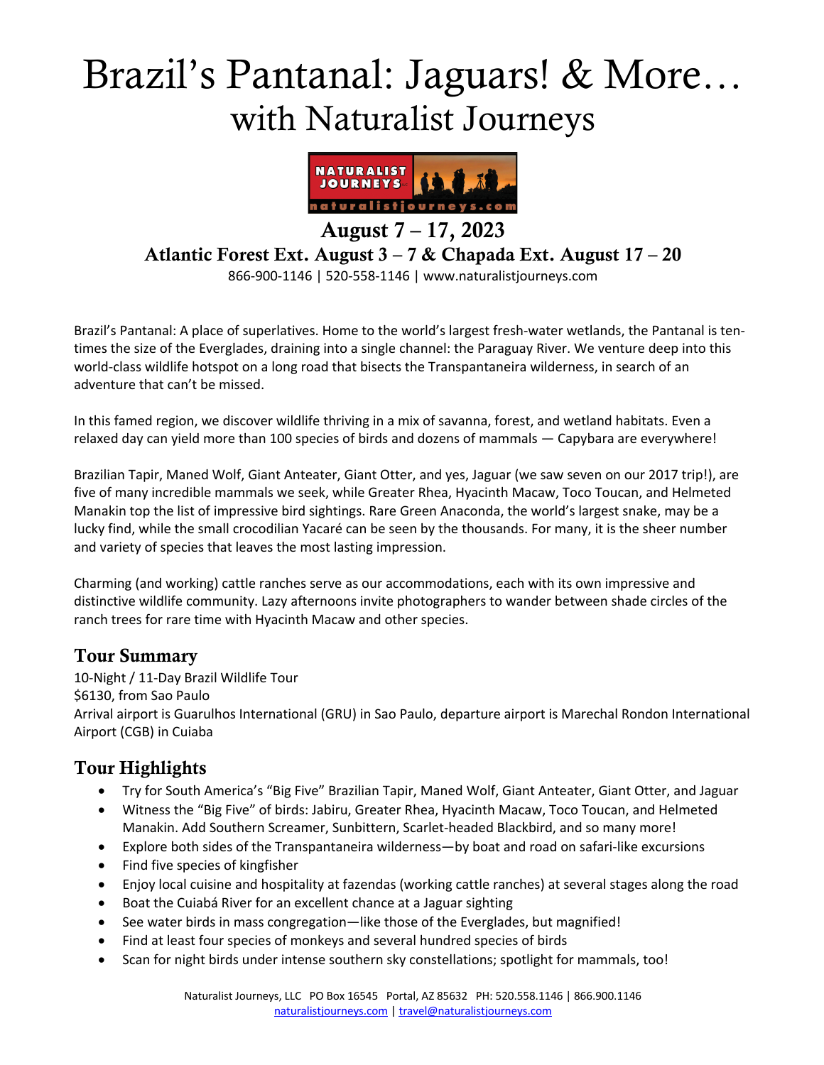# Brazil's Pantanal: Jaguars! & More…

## with Naturalist Journeys

**August 7 – 17, 2023**

**Atlantic Forest Ext. August 3 – 7 & Chapada Ext. August 17 – 20**

866-900-1146 | 520-558-1146 | www.naturalistjourneys.com

Brazil's Pantanal: A place of superlatives. Home to the world's largest fresh-water wetlands, the Pantanal is ten-times the size of the Everglades, draining into a single channel: the Paraguay River. We venture deep into this world-class wildlife hotspot on a long road that bisects the Transpantaneira wilderness, in search of an adventure that can't be missed.

In this famed region, we discover wildlife thriving in a mix of savanna, forest, and wetland habitats. Even a relaxed day can yield more than 100 species of birds and dozens of mammals — Capybara are everywhere!

Brazilian Tapir, Maned Wolf, Giant Anteater, Giant Otter, and yes, Jaguar (we saw seven on our 2017 trip!), are five of many incredible mammals we seek, while Greater Rhea, Hyacinth Macaw, Toco Toucan, and Helmeted Manakin top the list of impressive bird sightings. Rare Green Anaconda, the world's largest snake, may be a lucky find, while the small crocodilian Yacaré can be seen by the thousands. For many, it is the sheer number and variety of species that leaves the most lasting impression.

Charming (and working) cattle ranches serve as our accommodations, each with its own impressive and distinctive wildlife community. Lazy afternoons invite photographers to wander between shade circles of the ranch trees for rare time with Hyacinth Macaw and other species.

## Tour Summary

10-Night / 11-Day Brazil Wildlife Tour
$6130, from Sao Paulo
Arrival airport is Guarulhos International (GRU) in Sao Paulo, departure airport is Marechal Rondon International Airport (CGB) in Cuiaba

## Tour Highlights

- Try for South America's "Big Five" Brazilian Tapir, Maned Wolf, Giant Anteater, Giant Otter, and Jaguar
- Witness the "Big Five" of birds: Jabiru, Greater Rhea, Hyacinth Macaw, Toco Toucan, and Helmeted Manakin. Add Southern Screamer, Sunbittern, Scarlet-headed Blackbird, and so many more!
- Explore both sides of the Transpantaneira wilderness—by boat and road on safari-like excursions
- Find five species of kingfisher
- Enjoy local cuisine and hospitality at fazendas (working cattle ranches) at several stages along the road
- Boat the Cuiabá River for an excellent chance at a Jaguar sighting
- See water birds in mass congregation—like those of the Everglades, but magnified!
- Find at least four species of monkeys and several hundred species of birds
- Scan for night birds under intense southern sky constellations; spotlight for mammals, too!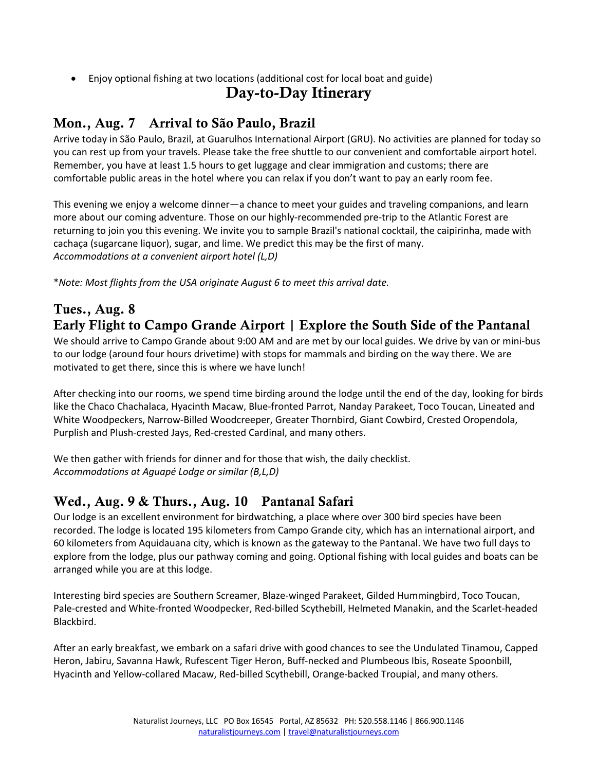- Enjoy optional fishing at two locations (additional cost for local boat and guide)

# Day-to-Day Itinerary

## Mon., Aug. 7 Arrival to São Paulo, Brazil

Arrive today in São Paulo, Brazil, at Guarulhos International Airport (GRU). No activities are planned for today so you can rest up from your travels. Please take the free shuttle to our convenient and comfortable airport hotel. Remember, you have at least 1.5 hours to get luggage and clear immigration and customs; there are comfortable public areas in the hotel where you can relax if you don't want to pay an early room fee.

This evening we enjoy a welcome dinner—a chance to meet your guides and traveling companions, and learn more about our coming adventure. Those on our highly-recommended pre-trip to the Atlantic Forest are returning to join you this evening. We invite you to sample Brazil's national cocktail, the caipirinha, made with cachaça (sugarcane liquor), sugar, and lime. We predict this may be the first of many.
*Accommodations at a convenient airport hotel (L,D)*

*\*Note: Most flights from the USA originate August 6 to meet this arrival date.*

## Tues., Aug. 8
## Early Flight to Campo Grande Airport | Explore the South Side of the Pantanal

We should arrive to Campo Grande about 9:00 AM and are met by our local guides. We drive by van or mini-bus to our lodge (around four hours drivetime) with stops for mammals and birding on the way there. We are motivated to get there, since this is where we have lunch!

After checking into our rooms, we spend time birding around the lodge until the end of the day, looking for birds like the Chaco Chachalaca, Hyacinth Macaw, Blue-fronted Parrot, Nanday Parakeet, Toco Toucan, Lineated and White Woodpeckers, Narrow-Billed Woodcreeper, Greater Thornbird, Giant Cowbird, Crested Oropendola, Purplish and Plush-crested Jays, Red-crested Cardinal, and many others.

We then gather with friends for dinner and for those that wish, the daily checklist.
*Accommodations at Aguapé Lodge or similar (B,L,D)*

## Wed., Aug. 9 & Thurs., Aug. 10 Pantanal Safari

Our lodge is an excellent environment for birdwatching, a place where over 300 bird species have been recorded. The lodge is located 195 kilometers from Campo Grande city, which has an international airport, and 60 kilometers from Aquidauana city, which is known as the gateway to the Pantanal. We have two full days to explore from the lodge, plus our pathway coming and going. Optional fishing with local guides and boats can be arranged while you are at this lodge.

Interesting bird species are Southern Screamer, Blaze-winged Parakeet, Gilded Hummingbird, Toco Toucan, Pale-crested and White-fronted Woodpecker, Red-billed Scythebill, Helmeted Manakin, and the Scarlet-headed Blackbird.

After an early breakfast, we embark on a safari drive with good chances to see the Undulated Tinamou, Capped Heron, Jabiru, Savanna Hawk, Rufescent Tiger Heron, Buff-necked and Plumbeous Ibis, Roseate Spoonbill, Hyacinth and Yellow-collared Macaw, Red-billed Scythebill, Orange-backed Troupial, and many others.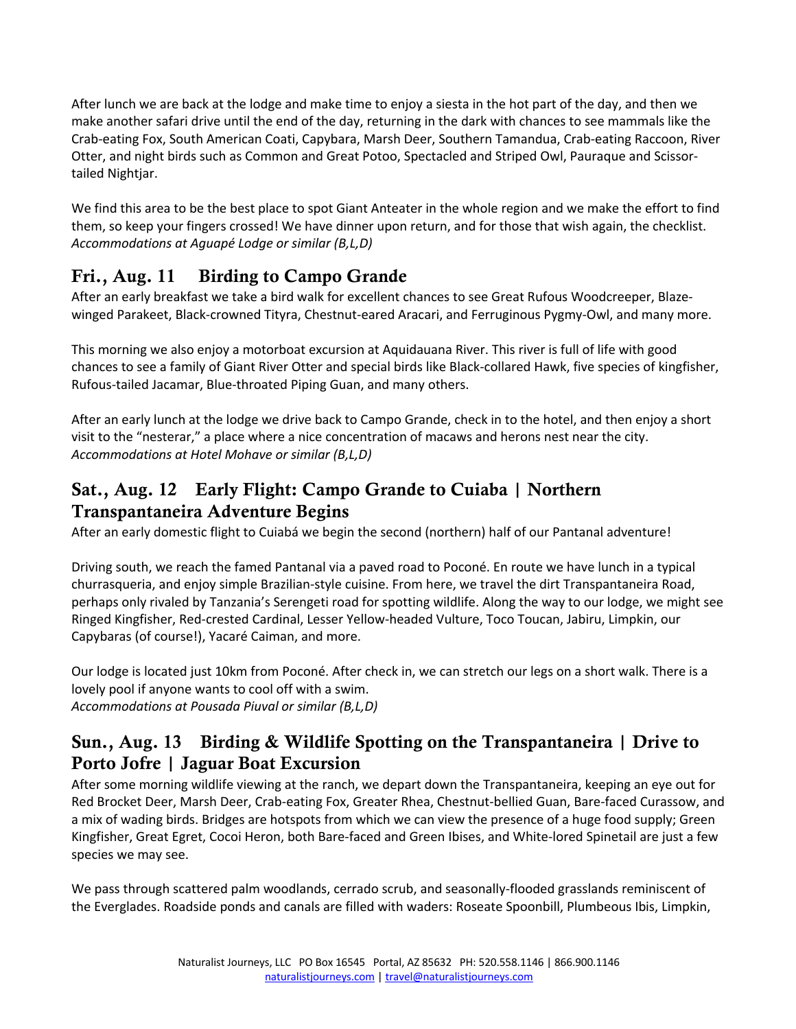After lunch we are back at the lodge and make time to enjoy a siesta in the hot part of the day, and then we make another safari drive until the end of the day, returning in the dark with chances to see mammals like the Crab-eating Fox, South American Coati, Capybara, Marsh Deer, Southern Tamandua, Crab-eating Raccoon, River Otter, and night birds such as Common and Great Potoo, Spectacled and Striped Owl, Pauraque and Scissor-tailed Nightjar.

We find this area to be the best place to spot Giant Anteater in the whole region and we make the effort to find them, so keep your fingers crossed! We have dinner upon return, and for those that wish again, the checklist.
*Accommodations at Aguapé Lodge or similar (B,L,D)*

## Fri., Aug. 11 Birding to Campo Grande

After an early breakfast we take a bird walk for excellent chances to see Great Rufous Woodcreeper, Blaze-winged Parakeet, Black-crowned Tityra, Chestnut-eared Aracari, and Ferruginous Pygmy-Owl, and many more.

This morning we also enjoy a motorboat excursion at Aquidauana River. This river is full of life with good chances to see a family of Giant River Otter and special birds like Black-collared Hawk, five species of kingfisher, Rufous-tailed Jacamar, Blue-throated Piping Guan, and many others.

After an early lunch at the lodge we drive back to Campo Grande, check in to the hotel, and then enjoy a short visit to the "nesterar," a place where a nice concentration of macaws and herons nest near the city.
*Accommodations at Hotel Mohave or similar (B,L,D)*

## Sat., Aug. 12 Early Flight: Campo Grande to Cuiaba | Northern Transpantaneira Adventure Begins

After an early domestic flight to Cuiabá we begin the second (northern) half of our Pantanal adventure!

Driving south, we reach the famed Pantanal via a paved road to Poconé. En route we have lunch in a typical churrasqueria, and enjoy simple Brazilian-style cuisine. From here, we travel the dirt Transpantaneira Road, perhaps only rivaled by Tanzania's Serengeti road for spotting wildlife. Along the way to our lodge, we might see Ringed Kingfisher, Red-crested Cardinal, Lesser Yellow-headed Vulture, Toco Toucan, Jabiru, Limpkin, our Capybaras (of course!), Yacaré Caiman, and more.

Our lodge is located just 10km from Poconé. After check in, we can stretch our legs on a short walk. There is a lovely pool if anyone wants to cool off with a swim.
*Accommodations at Pousada Piuval or similar (B,L,D)*

## Sun., Aug. 13 Birding & Wildlife Spotting on the Transpantaneira | Drive to Porto Jofre | Jaguar Boat Excursion

After some morning wildlife viewing at the ranch, we depart down the Transpantaneira, keeping an eye out for Red Brocket Deer, Marsh Deer, Crab-eating Fox, Greater Rhea, Chestnut-bellied Guan, Bare-faced Curassow, and a mix of wading birds. Bridges are hotspots from which we can view the presence of a huge food supply; Green Kingfisher, Great Egret, Cocoi Heron, both Bare-faced and Green Ibises, and White-lored Spinetail are just a few species we may see.

We pass through scattered palm woodlands, cerrado scrub, and seasonally-flooded grasslands reminiscent of the Everglades. Roadside ponds and canals are filled with waders: Roseate Spoonbill, Plumbeous Ibis, Limpkin,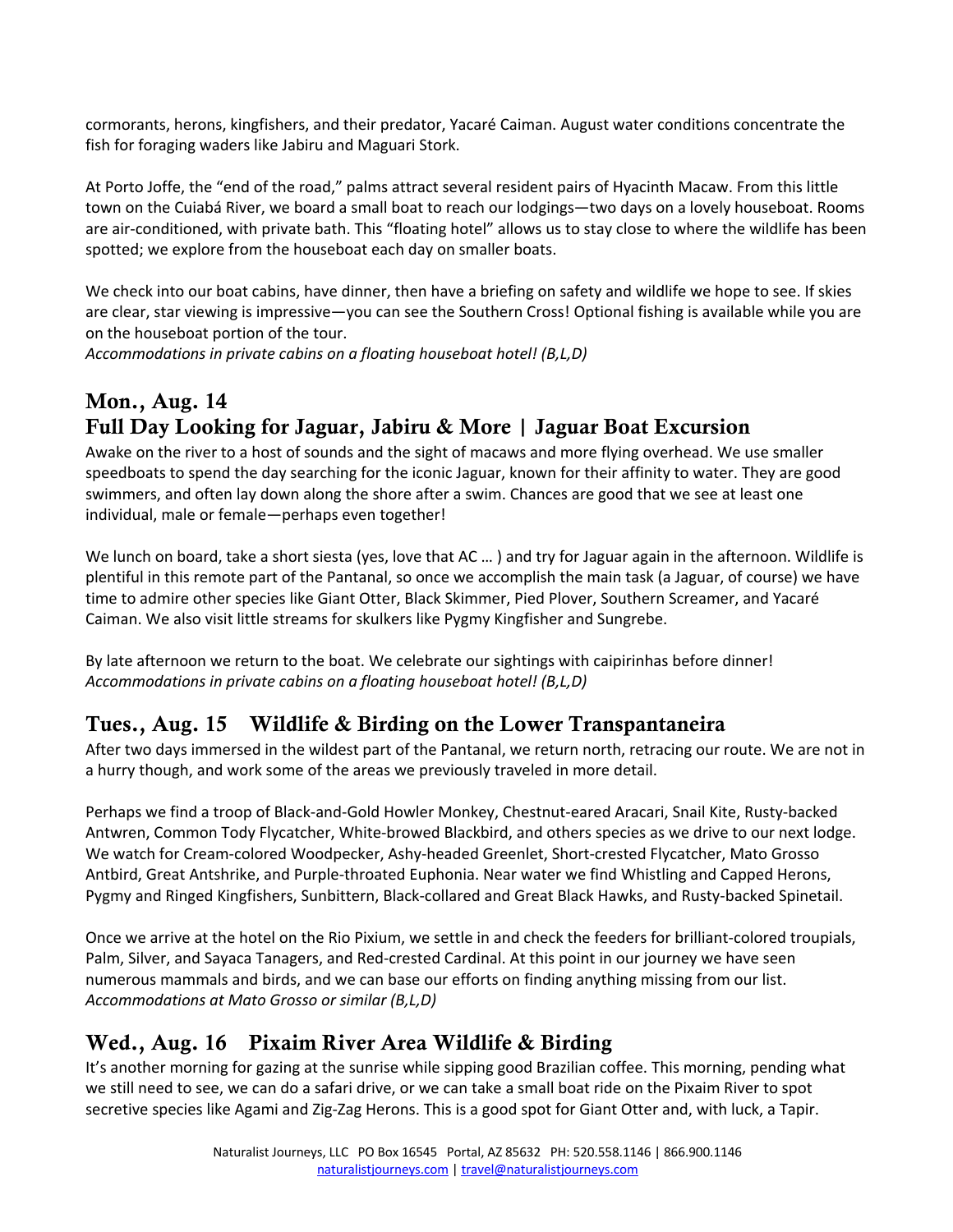cormorants, herons, kingfishers, and their predator, Yacaré Caiman. August water conditions concentrate the fish for foraging waders like Jabiru and Maguari Stork.

At Porto Joffe, the "end of the road," palms attract several resident pairs of Hyacinth Macaw. From this little town on the Cuiabá River, we board a small boat to reach our lodgings—two days on a lovely houseboat. Rooms are air-conditioned, with private bath. This "floating hotel" allows us to stay close to where the wildlife has been spotted; we explore from the houseboat each day on smaller boats.

We check into our boat cabins, have dinner, then have a briefing on safety and wildlife we hope to see. If skies are clear, star viewing is impressive—you can see the Southern Cross! Optional fishing is available while you are on the houseboat portion of the tour.
*Accommodations in private cabins on a floating houseboat hotel! (B,L,D)*

## Mon., Aug. 14
## Full Day Looking for Jaguar, Jabiru & More | Jaguar Boat Excursion

Awake on the river to a host of sounds and the sight of macaws and more flying overhead. We use smaller speedboats to spend the day searching for the iconic Jaguar, known for their affinity to water. They are good swimmers, and often lay down along the shore after a swim. Chances are good that we see at least one individual, male or female—perhaps even together!

We lunch on board, take a short siesta (yes, love that AC … ) and try for Jaguar again in the afternoon. Wildlife is plentiful in this remote part of the Pantanal, so once we accomplish the main task (a Jaguar, of course) we have time to admire other species like Giant Otter, Black Skimmer, Pied Plover, Southern Screamer, and Yacaré Caiman. We also visit little streams for skulkers like Pygmy Kingfisher and Sungrebe.

By late afternoon we return to the boat. We celebrate our sightings with caipirinhas before dinner!
*Accommodations in private cabins on a floating houseboat hotel! (B,L,D)*

## Tues., Aug. 15 Wildlife & Birding on the Lower Transpantaneira

After two days immersed in the wildest part of the Pantanal, we return north, retracing our route. We are not in a hurry though, and work some of the areas we previously traveled in more detail.

Perhaps we find a troop of Black-and-Gold Howler Monkey, Chestnut-eared Aracari, Snail Kite, Rusty-backed Antwren, Common Tody Flycatcher, White-browed Blackbird, and others species as we drive to our next lodge. We watch for Cream-colored Woodpecker, Ashy-headed Greenlet, Short-crested Flycatcher, Mato Grosso Antbird, Great Antshrike, and Purple-throated Euphonia. Near water we find Whistling and Capped Herons, Pygmy and Ringed Kingfishers, Sunbittern, Black-collared and Great Black Hawks, and Rusty-backed Spinetail.

Once we arrive at the hotel on the Rio Pixium, we settle in and check the feeders for brilliant-colored troupials, Palm, Silver, and Sayaca Tanagers, and Red-crested Cardinal. At this point in our journey we have seen numerous mammals and birds, and we can base our efforts on finding anything missing from our list.
*Accommodations at Mato Grosso or similar (B,L,D)*

## Wed., Aug. 16 Pixaim River Area Wildlife & Birding

It's another morning for gazing at the sunrise while sipping good Brazilian coffee. This morning, pending what we still need to see, we can do a safari drive, or we can take a small boat ride on the Pixaim River to spot secretive species like Agami and Zig-Zag Herons. This is a good spot for Giant Otter and, with luck, a Tapir.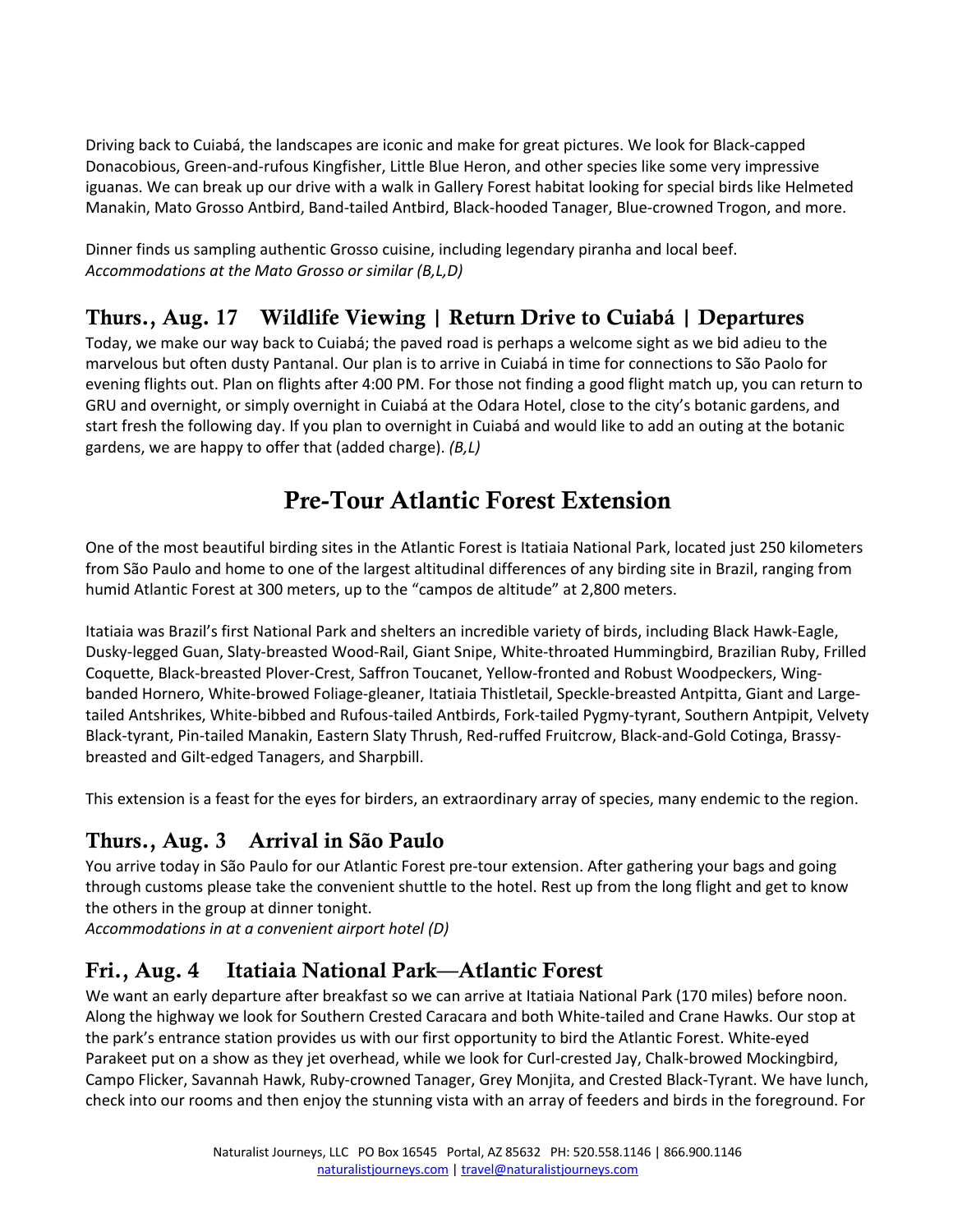Driving back to Cuiabá, the landscapes are iconic and make for great pictures. We look for Black-capped Donacobious, Green-and-rufous Kingfisher, Little Blue Heron, and other species like some very impressive iguanas. We can break up our drive with a walk in Gallery Forest habitat looking for special birds like Helmeted Manakin, Mato Grosso Antbird, Band-tailed Antbird, Black-hooded Tanager, Blue-crowned Trogon, and more.

Dinner finds us sampling authentic Grosso cuisine, including legendary piranha and local beef.
*Accommodations at the Mato Grosso or similar (B,L,D)*

## Thurs., Aug. 17 Wildlife Viewing | Return Drive to Cuiabá | Departures

Today, we make our way back to Cuiabá; the paved road is perhaps a welcome sight as we bid adieu to the marvelous but often dusty Pantanal. Our plan is to arrive in Cuiabá in time for connections to São Paolo for evening flights out. Plan on flights after 4:00 PM. For those not finding a good flight match up, you can return to GRU and overnight, or simply overnight in Cuiabá at the Odara Hotel, close to the city's botanic gardens, and start fresh the following day. If you plan to overnight in Cuiabá and would like to add an outing at the botanic gardens, we are happy to offer that (added charge). *(B,L)*

# Pre-Tour Atlantic Forest Extension

One of the most beautiful birding sites in the Atlantic Forest is Itatiaia National Park, located just 250 kilometers from São Paulo and home to one of the largest altitudinal differences of any birding site in Brazil, ranging from humid Atlantic Forest at 300 meters, up to the "campos de altitude" at 2,800 meters.

Itatiaia was Brazil's first National Park and shelters an incredible variety of birds, including Black Hawk-Eagle, Dusky-legged Guan, Slaty-breasted Wood-Rail, Giant Snipe, White-throated Hummingbird, Brazilian Ruby, Frilled Coquette, Black-breasted Plover-Crest, Saffron Toucanet, Yellow-fronted and Robust Woodpeckers, Wing-banded Hornero, White-browed Foliage-gleaner, Itatiaia Thistletail, Speckle-breasted Antpitta, Giant and Large-tailed Antshrikes, White-bibbed and Rufous-tailed Antbirds, Fork-tailed Pygmy-tyrant, Southern Antpipit, Velvety Black-tyrant, Pin-tailed Manakin, Eastern Slaty Thrush, Red-ruffed Fruitcrow, Black-and-Gold Cotinga, Brassy-breasted and Gilt-edged Tanagers, and Sharpbill.

This extension is a feast for the eyes for birders, an extraordinary array of species, many endemic to the region.

## Thurs., Aug. 3 Arrival in São Paulo

You arrive today in São Paulo for our Atlantic Forest pre-tour extension. After gathering your bags and going through customs please take the convenient shuttle to the hotel. Rest up from the long flight and get to know the others in the group at dinner tonight.
*Accommodations in at a convenient airport hotel (D)*

## Fri., Aug. 4 Itatiaia National Park—Atlantic Forest

We want an early departure after breakfast so we can arrive at Itatiaia National Park (170 miles) before noon. Along the highway we look for Southern Crested Caracara and both White-tailed and Crane Hawks. Our stop at the park's entrance station provides us with our first opportunity to bird the Atlantic Forest. White-eyed Parakeet put on a show as they jet overhead, while we look for Curl-crested Jay, Chalk-browed Mockingbird, Campo Flicker, Savannah Hawk, Ruby-crowned Tanager, Grey Monjita, and Crested Black-Tyrant. We have lunch, check into our rooms and then enjoy the stunning vista with an array of feeders and birds in the foreground. For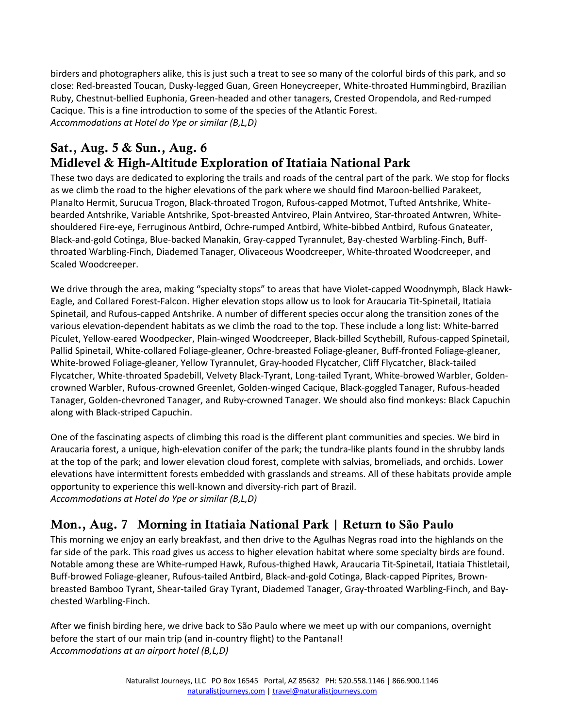birders and photographers alike, this is just such a treat to see so many of the colorful birds of this park, and so close: Red-breasted Toucan, Dusky-legged Guan, Green Honeycreeper, White-throated Hummingbird, Brazilian Ruby, Chestnut-bellied Euphonia, Green-headed and other tanagers, Crested Oropendola, and Red-rumped Cacique. This is a fine introduction to some of the species of the Atlantic Forest.
*Accommodations at Hotel do Ype or similar (B,L,D)*

## Sat., Aug. 5 & Sun., Aug. 6
## Midlevel & High-Altitude Exploration of Itatiaia National Park

These two days are dedicated to exploring the trails and roads of the central part of the park. We stop for flocks as we climb the road to the higher elevations of the park where we should find Maroon-bellied Parakeet, Planalto Hermit, Surucua Trogon, Black-throated Trogon, Rufous-capped Motmot, Tufted Antshrike, White-bearded Antshrike, Variable Antshrike, Spot-breasted Antvireo, Plain Antvireo, Star-throated Antwren, White-shouldered Fire-eye, Ferruginous Antbird, Ochre-rumped Antbird, White-bibbed Antbird, Rufous Gnateater, Black-and-gold Cotinga, Blue-backed Manakin, Gray-capped Tyrannulet, Bay-chested Warbling-Finch, Buff-throated Warbling-Finch, Diademed Tanager, Olivaceous Woodcreeper, White-throated Woodcreeper, and Scaled Woodcreeper.

We drive through the area, making "specialty stops" to areas that have Violet-capped Woodnymph, Black Hawk-Eagle, and Collared Forest-Falcon. Higher elevation stops allow us to look for Araucaria Tit-Spinetail, Itatiaia Spinetail, and Rufous-capped Antshrike. A number of different species occur along the transition zones of the various elevation-dependent habitats as we climb the road to the top. These include a long list: White-barred Piculet, Yellow-eared Woodpecker, Plain-winged Woodcreeper, Black-billed Scythebill, Rufous-capped Spinetail, Pallid Spinetail, White-collared Foliage-gleaner, Ochre-breasted Foliage-gleaner, Buff-fronted Foliage-gleaner, White-browed Foliage-gleaner, Yellow Tyrannulet, Gray-hooded Flycatcher, Cliff Flycatcher, Black-tailed Flycatcher, White-throated Spadebill, Velvety Black-Tyrant, Long-tailed Tyrant, White-browed Warbler, Golden-crowned Warbler, Rufous-crowned Greenlet, Golden-winged Cacique, Black-goggled Tanager, Rufous-headed Tanager, Golden-chevroned Tanager, and Ruby-crowned Tanager. We should also find monkeys: Black Capuchin along with Black-striped Capuchin.

One of the fascinating aspects of climbing this road is the different plant communities and species. We bird in Araucaria forest, a unique, high-elevation conifer of the park; the tundra-like plants found in the shrubby lands at the top of the park; and lower elevation cloud forest, complete with salvias, bromeliads, and orchids. Lower elevations have intermittent forests embedded with grasslands and streams. All of these habitats provide ample opportunity to experience this well-known and diversity-rich part of Brazil.
*Accommodations at Hotel do Ype or similar (B,L,D)*

## Mon., Aug. 7 Morning in Itatiaia National Park | Return to São Paulo

This morning we enjoy an early breakfast, and then drive to the Agulhas Negras road into the highlands on the far side of the park. This road gives us access to higher elevation habitat where some specialty birds are found. Notable among these are White-rumped Hawk, Rufous-thighed Hawk, Araucaria Tit-Spinetail, Itatiaia Thistletail, Buff-browed Foliage-gleaner, Rufous-tailed Antbird, Black-and-gold Cotinga, Black-capped Piprites, Brown-breasted Bamboo Tyrant, Shear-tailed Gray Tyrant, Diademed Tanager, Gray-throated Warbling-Finch, and Bay-chested Warbling-Finch.

After we finish birding here, we drive back to São Paulo where we meet up with our companions, overnight before the start of our main trip (and in-country flight) to the Pantanal!
*Accommodations at an airport hotel (B,L,D)*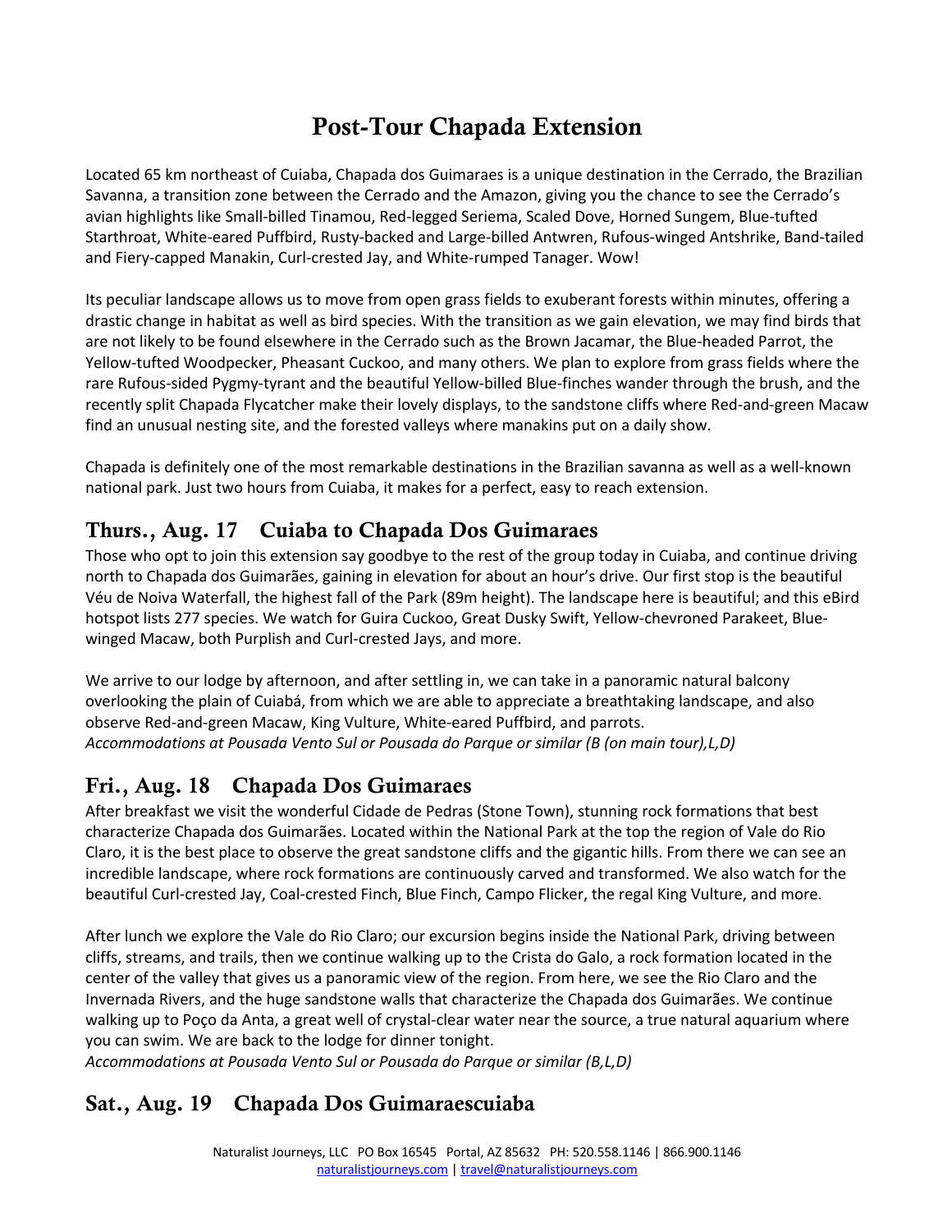# Post-Tour Chapada Extension

Located 65 km northeast of Cuiaba, Chapada dos Guimaraes is a unique destination in the Cerrado, the Brazilian Savanna, a transition zone between the Cerrado and the Amazon, giving you the chance to see the Cerrado's avian highlights like Small-billed Tinamou, Red-legged Seriema, Scaled Dove, Horned Sungem, Blue-tufted Starthroat, White-eared Puffbird, Rusty-backed and Large-billed Antwren, Rufous-winged Antshrike, Band-tailed and Fiery-capped Manakin, Curl-crested Jay, and White-rumped Tanager. Wow!

Its peculiar landscape allows us to move from open grass fields to exuberant forests within minutes, offering a drastic change in habitat as well as bird species. With the transition as we gain elevation, we may find birds that are not likely to be found elsewhere in the Cerrado such as the Brown Jacamar, the Blue-headed Parrot, the Yellow-tufted Woodpecker, Pheasant Cuckoo, and many others. We plan to explore from grass fields where the rare Rufous-sided Pygmy-tyrant and the beautiful Yellow-billed Blue-finches wander through the brush, and the recently split Chapada Flycatcher make their lovely displays, to the sandstone cliffs where Red-and-green Macaw find an unusual nesting site, and the forested valleys where manakins put on a daily show.

Chapada is definitely one of the most remarkable destinations in the Brazilian savanna as well as a well-known national park. Just two hours from Cuiaba, it makes for a perfect, easy to reach extension.

## Thurs., Aug. 17 Cuiaba to Chapada Dos Guimaraes

Those who opt to join this extension say goodbye to the rest of the group today in Cuiaba, and continue driving north to Chapada dos Guimarães, gaining in elevation for about an hour's drive. Our first stop is the beautiful Véu de Noiva Waterfall, the highest fall of the Park (89m height). The landscape here is beautiful; and this eBird hotspot lists 277 species. We watch for Guira Cuckoo, Great Dusky Swift, Yellow-chevroned Parakeet, Blue-winged Macaw, both Purplish and Curl-crested Jays, and more.

We arrive to our lodge by afternoon, and after settling in, we can take in a panoramic natural balcony overlooking the plain of Cuiabá, from which we are able to appreciate a breathtaking landscape, and also observe Red-and-green Macaw, King Vulture, White-eared Puffbird, and parrots.
*Accommodations at Pousada Vento Sul or Pousada do Parque or similar (B (on main tour),L,D)*

## Fri., Aug. 18 Chapada Dos Guimaraes

After breakfast we visit the wonderful Cidade de Pedras (Stone Town), stunning rock formations that best characterize Chapada dos Guimarães. Located within the National Park at the top the region of Vale do Rio Claro, it is the best place to observe the great sandstone cliffs and the gigantic hills. From there we can see an incredible landscape, where rock formations are continuously carved and transformed. We also watch for the beautiful Curl-crested Jay, Coal-crested Finch, Blue Finch, Campo Flicker, the regal King Vulture, and more.

After lunch we explore the Vale do Rio Claro; our excursion begins inside the National Park, driving between cliffs, streams, and trails, then we continue walking up to the Crista do Galo, a rock formation located in the center of the valley that gives us a panoramic view of the region. From here, we see the Rio Claro and the Invernada Rivers, and the huge sandstone walls that characterize the Chapada dos Guimarães. We continue walking up to Poço da Anta, a great well of crystal-clear water near the source, a true natural aquarium where you can swim. We are back to the lodge for dinner tonight.
*Accommodations at Pousada Vento Sul or Pousada do Parque or similar (B,L,D)*

## Sat., Aug. 19 Chapada Dos Guimaraescuiaba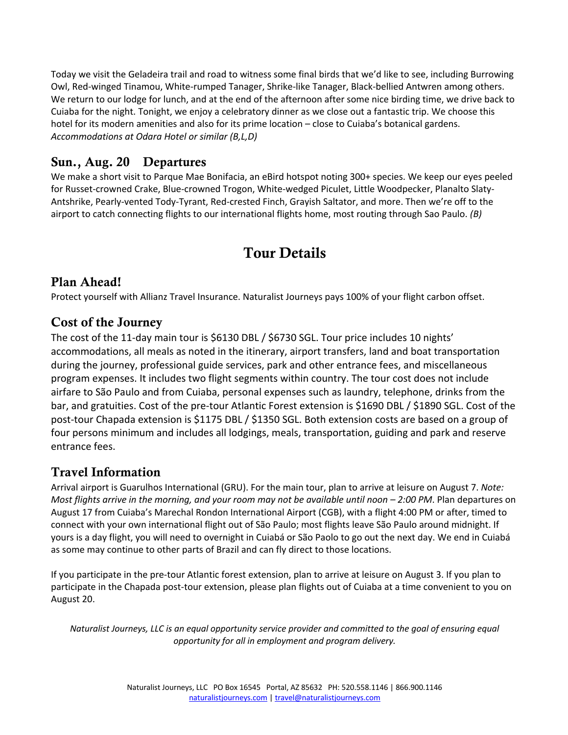Today we visit the Geladeira trail and road to witness some final birds that we'd like to see, including Burrowing Owl, Red-winged Tinamou, White-rumped Tanager, Shrike-like Tanager, Black-bellied Antwren among others. We return to our lodge for lunch, and at the end of the afternoon after some nice birding time, we drive back to Cuiaba for the night. Tonight, we enjoy a celebratory dinner as we close out a fantastic trip. We choose this hotel for its modern amenities and also for its prime location – close to Cuiaba's botanical gardens. *Accommodations at Odara Hotel or similar (B,L,D)*

## Sun., Aug. 20 Departures

We make a short visit to Parque Mae Bonifacia, an eBird hotspot noting 300+ species. We keep our eyes peeled for Russet-crowned Crake, Blue-crowned Trogon, White-wedged Piculet, Little Woodpecker, Planalto Slaty-Antshrike, Pearly-vented Tody-Tyrant, Red-crested Finch, Grayish Saltator, and more. Then we're off to the airport to catch connecting flights to our international flights home, most routing through Sao Paulo. *(B)*

# Tour Details

## Plan Ahead!

Protect yourself with Allianz Travel Insurance. Naturalist Journeys pays 100% of your flight carbon offset.

## Cost of the Journey

The cost of the 11-day main tour is $6130 DBL / $6730 SGL. Tour price includes 10 nights' accommodations, all meals as noted in the itinerary, airport transfers, land and boat transportation during the journey, professional guide services, park and other entrance fees, and miscellaneous program expenses. It includes two flight segments within country. The tour cost does not include airfare to São Paulo and from Cuiaba, personal expenses such as laundry, telephone, drinks from the bar, and gratuities. Cost of the pre-tour Atlantic Forest extension is $1690 DBL / $1890 SGL. Cost of the post-tour Chapada extension is $1175 DBL / $1350 SGL. Both extension costs are based on a group of four persons minimum and includes all lodgings, meals, transportation, guiding and park and reserve entrance fees.

## Travel Information

Arrival airport is Guarulhos International (GRU). For the main tour, plan to arrive at leisure on August 7. *Note: Most flights arrive in the morning, and your room may not be available until noon – 2:00 PM*. Plan departures on August 17 from Cuiaba's Marechal Rondon International Airport (CGB), with a flight 4:00 PM or after, timed to connect with your own international flight out of São Paulo; most flights leave São Paulo around midnight. If yours is a day flight, you will need to overnight in Cuiabá or São Paolo to go out the next day. We end in Cuiabá as some may continue to other parts of Brazil and can fly direct to those locations.

If you participate in the pre-tour Atlantic forest extension, plan to arrive at leisure on August 3. If you plan to participate in the Chapada post-tour extension, please plan flights out of Cuiaba at a time convenient to you on August 20.

*Naturalist Journeys, LLC is an equal opportunity service provider and committed to the goal of ensuring equal opportunity for all in employment and program delivery.*

Naturalist Journeys, LLC PO Box 16545 Portal, AZ 85632 PH: 520.558.1146 | 866.900.1146
naturalistjourneys.com | travel@naturalistjourneys.com